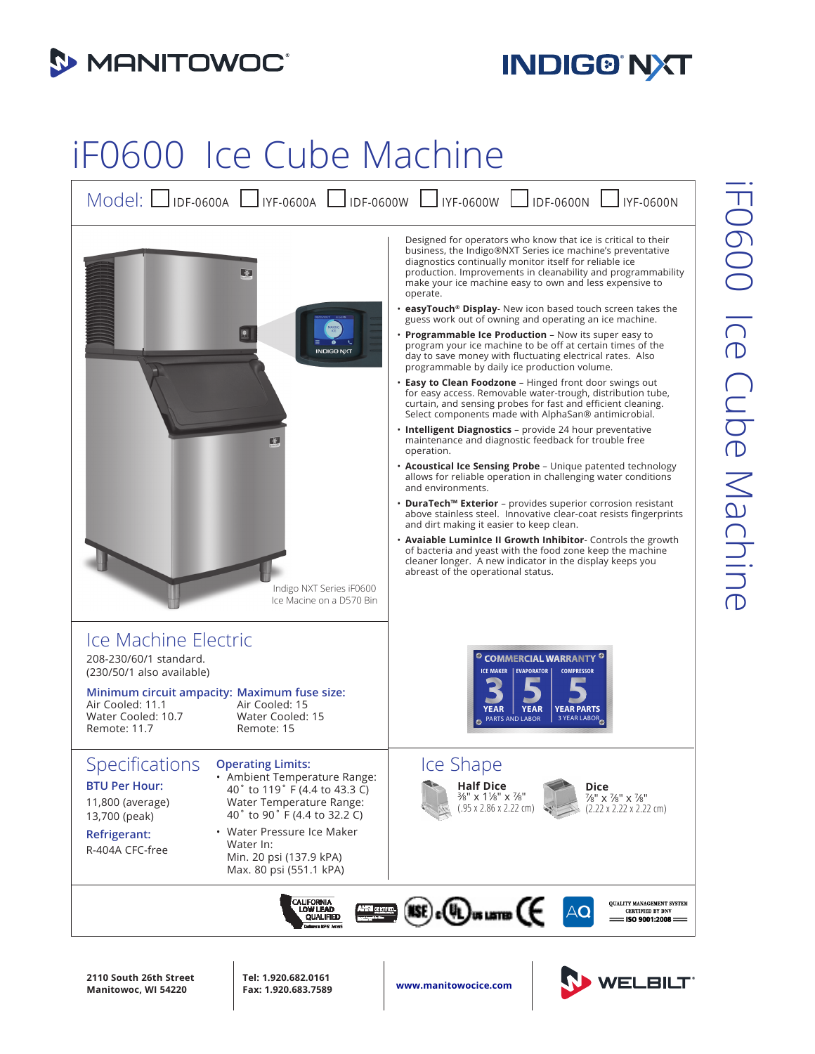MANITOWOC®

INDIGO® NXT

# iF0600 Ice Cube Machine

Model: ☐ IDF-0600A ☐ IYF-0600A ☐ IDF-0600W ☐ IYF-0600W ☐ IDF-0600N ☐ IYF-0600N

Indigo NXT Series iF0600 Ice Macine on a D570 Bin

Designed for operators who know that ice is critical to their business, the Indigo®NXT Series ice machine's preventative diagnostics continually monitor itself for reliable ice production. Improvements in cleanability and programmability make your ice machine easy to own and less expensive to operate.

- **easyTouch® Display**- New icon based touch screen takes the guess work out of owning and operating an ice machine.
- **Programmable Ice Production** – Now its super easy to program your ice machine to be off at certain times of the day to save money with fluctuating electrical rates. Also programmable by daily ice production volume.
- **Easy to Clean Foodzone** – Hinged front door swings out for easy access. Removable water-trough, distribution tube, curtain, and sensing probes for fast and efficient cleaning. Select components made with AlphaSan® antimicrobial.
- **Intelligent Diagnostics** – provide 24 hour preventative maintenance and diagnostic feedback for trouble free operation.
- **Acoustical Ice Sensing Probe** – Unique patented technology allows for reliable operation in challenging water conditions and environments.
- **DuraTech™ Exterior** – provides superior corrosion resistant above stainless steel. Innovative clear-coat resists fingerprints and dirt making it easier to keep clean.
- **Avaiable LuminIce II Growth Inhibitor**- Controls the growth of bacteria and yeast with the food zone keep the machine cleaner longer. A new indicator in the display keeps you abreast of the operational status.

## Ice Machine Electric

208-230/60/1 standard.
(230/50/1 also available)

| Minimum circuit ampacity: | Maximum fuse size: |
|---|---|
| Air Cooled: 11.1 | Air Cooled: 15 |
| Water Cooled: 10.7 | Water Cooled: 15 |
| Remote: 11.7 | Remote: 15 |

COMMERCIAL WARRANTY — ICE MAKER: 3 YEAR PARTS AND LABOR; EVAPORATOR: 5 YEAR PARTS AND LABOR; COMPRESSOR: 5 YEAR PARTS, 3 YEAR LABOR

## Specifications

**BTU Per Hour:**
11,800 (average)
13,700 (peak)

**Refrigerant:**
R-404A CFC-free

**Operating Limits:**

- Ambient Temperature Range:
  40° to 119° F (4.4 to 43.3 C)
  Water Temperature Range:
  40° to 90° F (4.4 to 32.2 C)
- Water Pressure Ice Maker Water In:
  Min. 20 psi (137.9 kPA)
  Max. 80 psi (551.1 kPA)

## Ice Shape

**Half Dice**
⅜" x 1⅛" x ⅞"
(.95 x 2.86 x 2.22 cm)

**Dice**
⅞" x ⅞" x ⅞"
(2.22 x 2.22 x 2.22 cm)

CALIFORNIA LOW LEAD QUALIFIED · AHRI CERTIFIED · NSF · cULus LISTED · CE · AQ · QUALITY MANAGEMENT SYSTEM CERTIFIED BY DNV ISO 9001:2008

2110 South 26th Street
Manitowoc, WI 54220

Tel: 1.920.682.0161
Fax: 1.920.683.7589

www.manitowocice.com

WELBILT®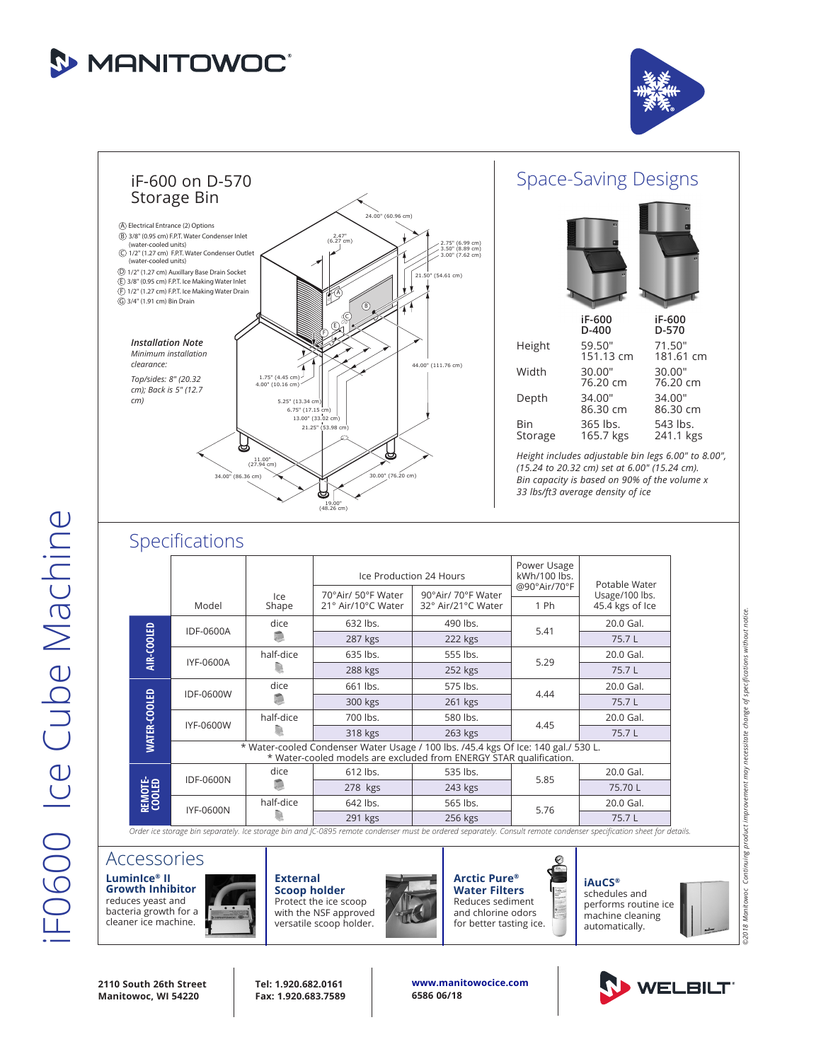# iF0600 Ice Cube Machine

## iF-600 on D-570 Storage Bin

- (A) Electrical Entrance (2) Options
- (B) 3/8" (0.95 cm) F.P.T. Water Condenser Inlet (water-cooled units)
- (C) 1/2" (1.27 cm) F.P.T. Water Condenser Outlet (water-cooled units)
- (D) 1/2" (1.27 cm) Auxillary Base Drain Socket
- (E) 3/8" (0.95 cm) F.P.T. Ice Making Water Inlet
- (F) 1/2" (1.27 cm) F.P.T. Ice Making Water Drain
- (G) 3/4" (1.91 cm) Bin Drain

***Installation Note***

*Minimum installation clearance:*

*Top/sides: 8" (20.32 cm); Back is 5" (12.7 cm)*

24.00" (60.96 cm)
2.47" (6.27 cm)
2.75" (6.99 cm)
3.50" (8.89 cm)
3.00" (7.62 cm)
21.50" (54.61 cm)
44.00" (111.76 cm)
1.75" (4.45 cm)
4.00" (10.16 cm)
5.25" (13.34 cm)
6.75" (17.15 cm)
13.00" (33.02 cm)
21.25" (53.98 cm)
11.00" (27.94 cm)
34.00" (86.36 cm)
30.00" (76.20 cm)
19.00" (48.26 cm)

## Space-Saving Designs

| | iF-600 D-400 | iF-600 D-570 |
|---|---|---|
| Height | 59.50" 151.13 cm | 71.50" 181.61 cm |
| Width | 30.00" 76.20 cm | 30.00" 76.20 cm |
| Depth | 34.00" 86.30 cm | 34.00" 86.30 cm |
| Bin Storage | 365 lbs. 165.7 kgs | 543 lbs. 241.1 kgs |

*Height includes adjustable bin legs 6.00" to 8.00", (15.24 to 20.32 cm) set at 6.00" (15.24 cm). Bin capacity is based on 90% of the volume x 33 lbs/ft3 average density of ice*

## Specifications

| | Model | Ice Shape | Ice Production 24 Hours 70°Air/ 50°F Water 21° Air/10°C Water | Ice Production 24 Hours 90°Air/ 70°F Water 32° Air/21°C Water | Power Usage kWh/100 lbs. @90°Air/70°F 1 Ph | Potable Water Usage/100 lbs. 45.4 kgs of Ice |
|---|---|---|---|---|---|---|
| AIR-COOLED | IDF-0600A | dice | 632 lbs. | 490 lbs. | 5.41 | 20.0 Gal. |
| | | | 287 kgs | 222 kgs | | 75.7 L |
| | IYF-0600A | half-dice | 635 lbs. | 555 lbs. | 5.29 | 20.0 Gal. |
| | | | 288 kgs | 252 kgs | | 75.7 L |
| WATER-COOLED | IDF-0600W | dice | 661 lbs. | 575 lbs. | 4.44 | 20.0 Gal. |
| | | | 300 kgs | 261 kgs | | 75.7 L |
| | IYF-0600W | half-dice | 700 lbs. | 580 lbs. | 4.45 | 20.0 Gal. |
| | | | 318 kgs | 263 kgs | | 75.7 L |
| | * Water-cooled Condenser Water Usage / 100 lbs. /45.4 kgs Of Ice: 140 gal./ 530 L. * Water-cooled models are excluded from ENERGY STAR qualification. | | | | | |
| REMOTE-COOLED | IDF-0600N | dice | 612 lbs. | 535 lbs. | 5.85 | 20.0 Gal. |
| | | | 278 kgs | 243 kgs | | 75.70 L |
| | IYF-0600N | half-dice | 642 lbs. | 565 lbs. | 5.76 | 20.0 Gal. |
| | | | 291 kgs | 256 kgs | | 75.7 L |

*Order ice storage bin separately. Ice storage bin and JC-0895 remote condenser must be ordered separately. Consult remote condenser specification sheet for details.*

## Accessories

**LuminIce® II Growth Inhibitor**
reduces yeast and bacteria growth for a cleaner ice machine.

**External Scoop holder**
Protect the ice scoop with the NSF approved versatile scoop holder.

**Arctic Pure® Water Filters**
Reduces sediment and chlorine odors for better tasting ice.

**iAuCS®**
schedules and performs routine ice machine cleaning automatically.

*©2018 Manitowoc Continuing product improvement may necessitate change of specifications without notice.*

**2110 South 26th Street**
**Manitowoc, WI 54220**

**Tel: 1.920.682.0161**
**Fax: 1.920.683.7589**

**www.manitowocice.com**
**6586 06/18**